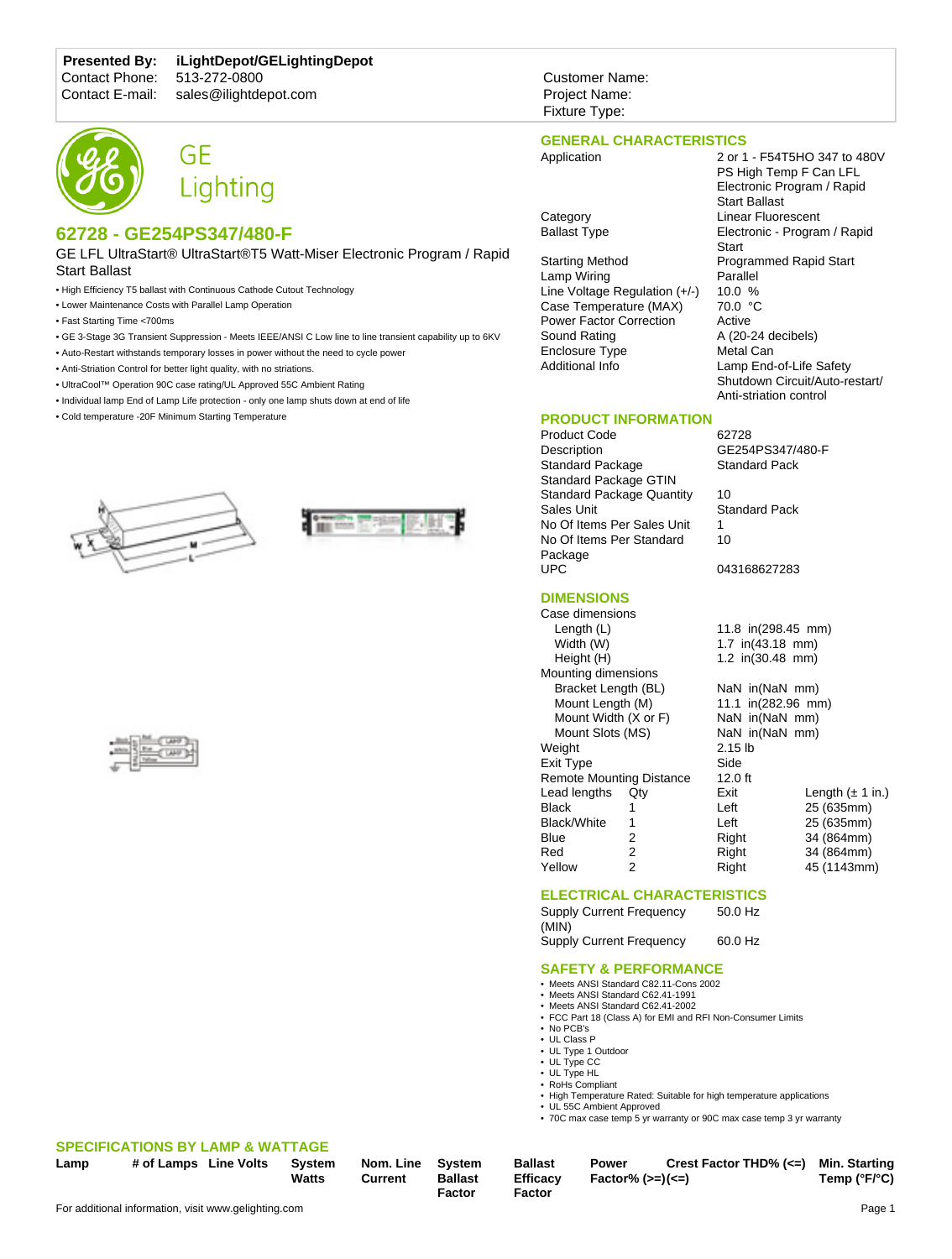**Presented By:** iLightDepot/GELightingDepot
Contact Phone: 513-272-0800
Contact E-mail: sales@ilightdepot.com

Customer Name:
Project Name:
Fixture Type:

GE Lighting

## 62728 - GE254PS347/480-F

GE LFL UltraStart® UltraStart®T5 Watt-Miser Electronic Program / Rapid Start Ballast

- High Efficiency T5 ballast with Continuous Cathode Cutout Technology
- Lower Maintenance Costs with Parallel Lamp Operation
- Fast Starting Time <700ms
- GE 3-Stage 3G Transient Suppression - Meets IEEE/ANSI C Low line to line transient capability up to 6KV
- Auto-Restart withstands temporary losses in power without the need to cycle power
- Anti-Striation Control for better light quality, with no striations.
- UltraCool™ Operation 90C case rating/UL Approved 55C Ambient Rating
- Individual lamp End of Lamp Life protection - only one lamp shuts down at end of life
- Cold temperature -20F Minimum Starting Temperature

## GENERAL CHARACTERISTICS

| | |
|---|---|
| Application | 2 or 1 - F54T5HO 347 to 480V PS High Temp F Can LFL Electronic Program / Rapid Start Ballast |
| Category | Linear Fluorescent |
| Ballast Type | Electronic - Program / Rapid Start |
| Starting Method | Programmed Rapid Start |
| Lamp Wiring | Parallel |
| Line Voltage Regulation (+/-) | 10.0 % |
| Case Temperature (MAX) | 70.0 °C |
| Power Factor Correction | Active |
| Sound Rating | A (20-24 decibels) |
| Enclosure Type | Metal Can |
| Additional Info | Lamp End-of-Life Safety Shutdown Circuit/Auto-restart/ Anti-striation control |

## PRODUCT INFORMATION

| | |
|---|---|
| Product Code | 62728 |
| Description | GE254PS347/480-F |
| Standard Package | Standard Pack |
| Standard Package GTIN | |
| Standard Package Quantity | 10 |
| Sales Unit | Standard Pack |
| No Of Items Per Sales Unit | 1 |
| No Of Items Per Standard Package | 10 |
| UPC | 043168627283 |

## DIMENSIONS

| | |
|---|---|
| Case dimensions | |
| Length (L) | 11.8 in(298.45 mm) |
| Width (W) | 1.7 in(43.18 mm) |
| Height (H) | 1.2 in(30.48 mm) |
| Mounting dimensions | |
| Bracket Length (BL) | NaN in(NaN mm) |
| Mount Length (M) | 11.1 in(282.96 mm) |
| Mount Width (X or F) | NaN in(NaN mm) |
| Mount Slots (MS) | NaN in(NaN mm) |
| Weight | 2.15 lb |
| Exit Type | Side |
| Remote Mounting Distance | 12.0 ft |

| Lead lengths | Qty | Exit | Length (± 1 in.) |
|---|---|---|---|
| Black | 1 | Left | 25 (635mm) |
| Black/White | 1 | Left | 25 (635mm) |
| Blue | 2 | Right | 34 (864mm) |
| Red | 2 | Right | 34 (864mm) |
| Yellow | 2 | Right | 45 (1143mm) |

## ELECTRICAL CHARACTERISTICS

| | |
|---|---|
| Supply Current Frequency (MIN) | 50.0 Hz |
| Supply Current Frequency | 60.0 Hz |

## SAFETY & PERFORMANCE

- Meets ANSI Standard C82.11-Cons 2002
- Meets ANSI Standard C62.41-1991
- Meets ANSI Standard C62.41-2002
- FCC Part 18 (Class A) for EMI and RFI Non-Consumer Limits
- No PCB's
- UL Class P
- UL Type 1 Outdoor
- UL Type CC
- UL Type HL
- RoHs Compliant
- High Temperature Rated: Suitable for high temperature applications
- UL 55C Ambient Approved
- 70C max case temp 5 yr warranty or 90C max case temp 3 yr warranty

## SPECIFICATIONS BY LAMP & WATTAGE

| Lamp | # of Lamps | Line Volts | System Watts | Nom. Line Current | System Ballast Factor | Ballast Efficacy Factor | Power Factor% (>=)(<=) | Crest Factor | THD% (<=) | Min. Starting Temp (°F/°C) |
|---|---|---|---|---|---|---|---|---|---|---|

For additional information, visit www.gelighting.com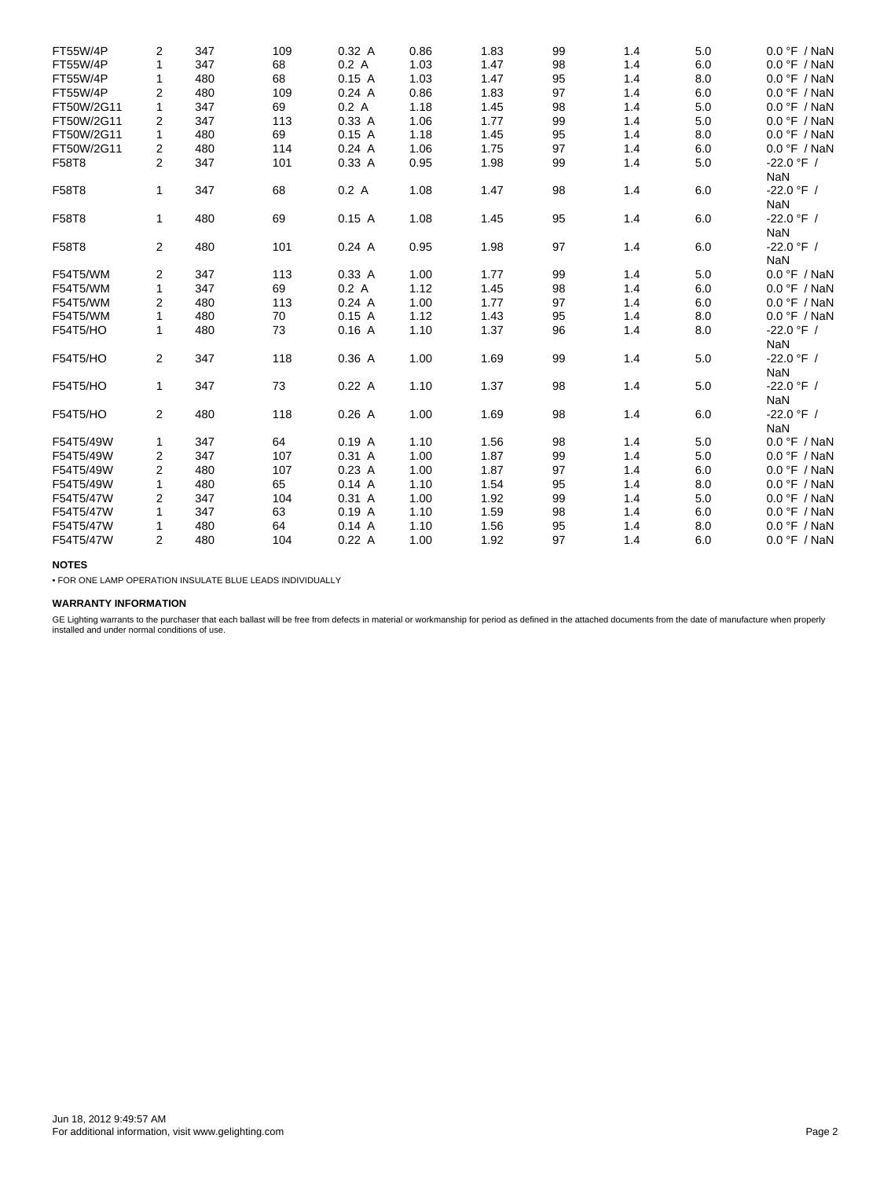| | | | | | | | | | | |
|---|---|---|---|---|---|---|---|---|---|---|
| FT55W/4P | 2 | 347 | 109 | 0.32 A | 0.86 | 1.83 | 99 | 1.4 | 5.0 | 0.0 °F / NaN |
| FT55W/4P | 1 | 347 | 68 | 0.2 A | 1.03 | 1.47 | 98 | 1.4 | 6.0 | 0.0 °F / NaN |
| FT55W/4P | 1 | 480 | 68 | 0.15 A | 1.03 | 1.47 | 95 | 1.4 | 8.0 | 0.0 °F / NaN |
| FT55W/4P | 2 | 480 | 109 | 0.24 A | 0.86 | 1.83 | 97 | 1.4 | 6.0 | 0.0 °F / NaN |
| FT50W/2G11 | 1 | 347 | 69 | 0.2 A | 1.18 | 1.45 | 98 | 1.4 | 5.0 | 0.0 °F / NaN |
| FT50W/2G11 | 2 | 347 | 113 | 0.33 A | 1.06 | 1.77 | 99 | 1.4 | 5.0 | 0.0 °F / NaN |
| FT50W/2G11 | 1 | 480 | 69 | 0.15 A | 1.18 | 1.45 | 95 | 1.4 | 8.0 | 0.0 °F / NaN |
| FT50W/2G11 | 2 | 480 | 114 | 0.24 A | 1.06 | 1.75 | 97 | 1.4 | 6.0 | 0.0 °F / NaN |
| F58T8 | 2 | 347 | 101 | 0.33 A | 0.95 | 1.98 | 99 | 1.4 | 5.0 | -22.0 °F / NaN |
| F58T8 | 1 | 347 | 68 | 0.2 A | 1.08 | 1.47 | 98 | 1.4 | 6.0 | -22.0 °F / NaN |
| F58T8 | 1 | 480 | 69 | 0.15 A | 1.08 | 1.45 | 95 | 1.4 | 6.0 | -22.0 °F / NaN |
| F58T8 | 2 | 480 | 101 | 0.24 A | 0.95 | 1.98 | 97 | 1.4 | 6.0 | -22.0 °F / NaN |
| F54T5/WM | 2 | 347 | 113 | 0.33 A | 1.00 | 1.77 | 99 | 1.4 | 5.0 | 0.0 °F / NaN |
| F54T5/WM | 1 | 347 | 69 | 0.2 A | 1.12 | 1.45 | 98 | 1.4 | 6.0 | 0.0 °F / NaN |
| F54T5/WM | 2 | 480 | 113 | 0.24 A | 1.00 | 1.77 | 97 | 1.4 | 6.0 | 0.0 °F / NaN |
| F54T5/WM | 1 | 480 | 70 | 0.15 A | 1.12 | 1.43 | 95 | 1.4 | 8.0 | 0.0 °F / NaN |
| F54T5/HO | 1 | 480 | 73 | 0.16 A | 1.10 | 1.37 | 96 | 1.4 | 8.0 | -22.0 °F / NaN |
| F54T5/HO | 2 | 347 | 118 | 0.36 A | 1.00 | 1.69 | 99 | 1.4 | 5.0 | -22.0 °F / NaN |
| F54T5/HO | 1 | 347 | 73 | 0.22 A | 1.10 | 1.37 | 98 | 1.4 | 5.0 | -22.0 °F / NaN |
| F54T5/HO | 2 | 480 | 118 | 0.26 A | 1.00 | 1.69 | 98 | 1.4 | 6.0 | -22.0 °F / NaN |
| F54T5/49W | 1 | 347 | 64 | 0.19 A | 1.10 | 1.56 | 98 | 1.4 | 5.0 | 0.0 °F / NaN |
| F54T5/49W | 2 | 347 | 107 | 0.31 A | 1.00 | 1.87 | 99 | 1.4 | 5.0 | 0.0 °F / NaN |
| F54T5/49W | 2 | 480 | 107 | 0.23 A | 1.00 | 1.87 | 97 | 1.4 | 6.0 | 0.0 °F / NaN |
| F54T5/49W | 1 | 480 | 65 | 0.14 A | 1.10 | 1.54 | 95 | 1.4 | 8.0 | 0.0 °F / NaN |
| F54T5/47W | 2 | 347 | 104 | 0.31 A | 1.00 | 1.92 | 99 | 1.4 | 5.0 | 0.0 °F / NaN |
| F54T5/47W | 1 | 347 | 63 | 0.19 A | 1.10 | 1.59 | 98 | 1.4 | 6.0 | 0.0 °F / NaN |
| F54T5/47W | 1 | 480 | 64 | 0.14 A | 1.10 | 1.56 | 95 | 1.4 | 8.0 | 0.0 °F / NaN |
| F54T5/47W | 2 | 480 | 104 | 0.22 A | 1.00 | 1.92 | 97 | 1.4 | 6.0 | 0.0 °F / NaN |

**NOTES**

• FOR ONE LAMP OPERATION INSULATE BLUE LEADS INDIVIDUALLY

**WARRANTY INFORMATION**

GE Lighting warrants to the purchaser that each ballast will be free from defects in material or workmanship for period as defined in the attached documents from the date of manufacture when properly installed and under normal conditions of use.

Jun 18, 2012 9:49:57 AM
For additional information, visit www.gelighting.com